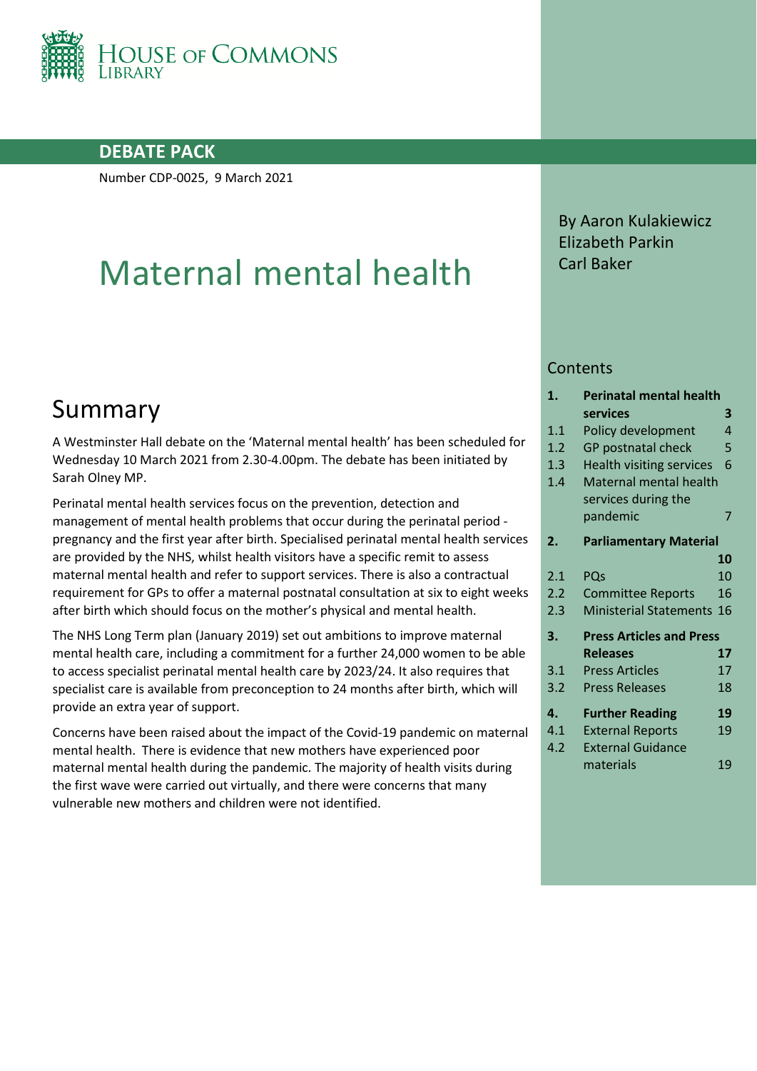HOUSE OF COMMONS LIBRARY

**DEBATE PACK**

Number CDP-0025, 9 March 2021

# Maternal mental health

By Aaron Kulakiewicz
Elizabeth Parkin
Carl Baker

## Summary

A Westminster Hall debate on the 'Maternal mental health' has been scheduled for Wednesday 10 March 2021 from 2.30-4.00pm. The debate has been initiated by Sarah Olney MP.

Perinatal mental health services focus on the prevention, detection and management of mental health problems that occur during the perinatal period - pregnancy and the first year after birth. Specialised perinatal mental health services are provided by the NHS, whilst health visitors have a specific remit to assess maternal mental health and refer to support services. There is also a contractual requirement for GPs to offer a maternal postnatal consultation at six to eight weeks after birth which should focus on the mother's physical and mental health.

The NHS Long Term plan (January 2019) set out ambitions to improve maternal mental health care, including a commitment for a further 24,000 women to be able to access specialist perinatal mental health care by 2023/24. It also requires that specialist care is available from preconception to 24 months after birth, which will provide an extra year of support.

Concerns have been raised about the impact of the Covid-19 pandemic on maternal mental health. There is evidence that new mothers have experienced poor maternal mental health during the pandemic. The majority of health visits during the first wave were carried out virtually, and there were concerns that many vulnerable new mothers and children were not identified.

## Contents

| | | |
|---|---|---|
| **1.** | **Perinatal mental health services** | **3** |
| 1.1 | Policy development | 4 |
| 1.2 | GP postnatal check | 5 |
| 1.3 | Health visiting services | 6 |
| 1.4 | Maternal mental health services during the pandemic | 7 |
| **2.** | **Parliamentary Material** | **10** |
| 2.1 | PQs | 10 |
| 2.2 | Committee Reports | 16 |
| 2.3 | Ministerial Statements | 16 |
| **3.** | **Press Articles and Press Releases** | **17** |
| 3.1 | Press Articles | 17 |
| 3.2 | Press Releases | 18 |
| **4.** | **Further Reading** | **19** |
| 4.1 | External Reports | 19 |
| 4.2 | External Guidance materials | 19 |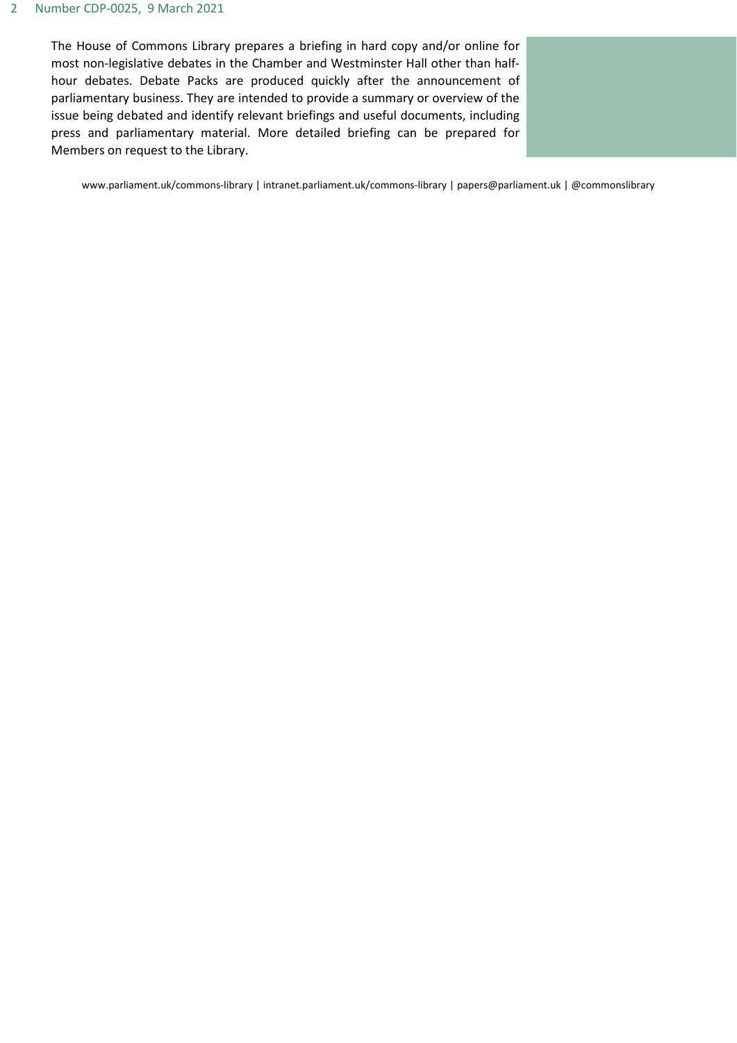The House of Commons Library prepares a briefing in hard copy and/or online for most non-legislative debates in the Chamber and Westminster Hall other than half-hour debates. Debate Packs are produced quickly after the announcement of parliamentary business. They are intended to provide a summary or overview of the issue being debated and identify relevant briefings and useful documents, including press and parliamentary material. More detailed briefing can be prepared for Members on request to the Library.

www.parliament.uk/commons-library | intranet.parliament.uk/commons-library | papers@parliament.uk | @commonslibrary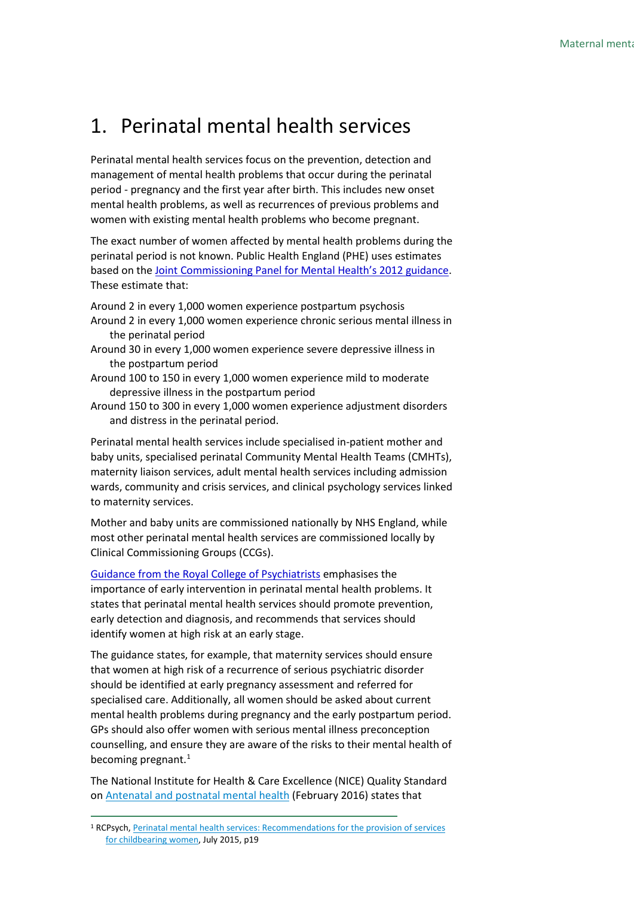# 1. Perinatal mental health services

Perinatal mental health services focus on the prevention, detection and management of mental health problems that occur during the perinatal period - pregnancy and the first year after birth. This includes new onset mental health problems, as well as recurrences of previous problems and women with existing mental health problems who become pregnant.

The exact number of women affected by mental health problems during the perinatal period is not known. Public Health England (PHE) uses estimates based on the Joint Commissioning Panel for Mental Health's 2012 guidance. These estimate that:

- Around 2 in every 1,000 women experience postpartum psychosis
- Around 2 in every 1,000 women experience chronic serious mental illness in the perinatal period
- Around 30 in every 1,000 women experience severe depressive illness in the postpartum period
- Around 100 to 150 in every 1,000 women experience mild to moderate depressive illness in the postpartum period
- Around 150 to 300 in every 1,000 women experience adjustment disorders and distress in the perinatal period.

Perinatal mental health services include specialised in-patient mother and baby units, specialised perinatal Community Mental Health Teams (CMHTs), maternity liaison services, adult mental health services including admission wards, community and crisis services, and clinical psychology services linked to maternity services.

Mother and baby units are commissioned nationally by NHS England, while most other perinatal mental health services are commissioned locally by Clinical Commissioning Groups (CCGs).

Guidance from the Royal College of Psychiatrists emphasises the importance of early intervention in perinatal mental health problems. It states that perinatal mental health services should promote prevention, early detection and diagnosis, and recommends that services should identify women at high risk at an early stage.

The guidance states, for example, that maternity services should ensure that women at high risk of a recurrence of serious psychiatric disorder should be identified at early pregnancy assessment and referred for specialised care. Additionally, all women should be asked about current mental health problems during pregnancy and the early postpartum period. GPs should also offer women with serious mental illness preconception counselling, and ensure they are aware of the risks to their mental health of becoming pregnant.[1]

The National Institute for Health & Care Excellence (NICE) Quality Standard on Antenatal and postnatal mental health (February 2016) states that

---

[1] RCPsych, Perinatal mental health services: Recommendations for the provision of services for childbearing women, July 2015, p19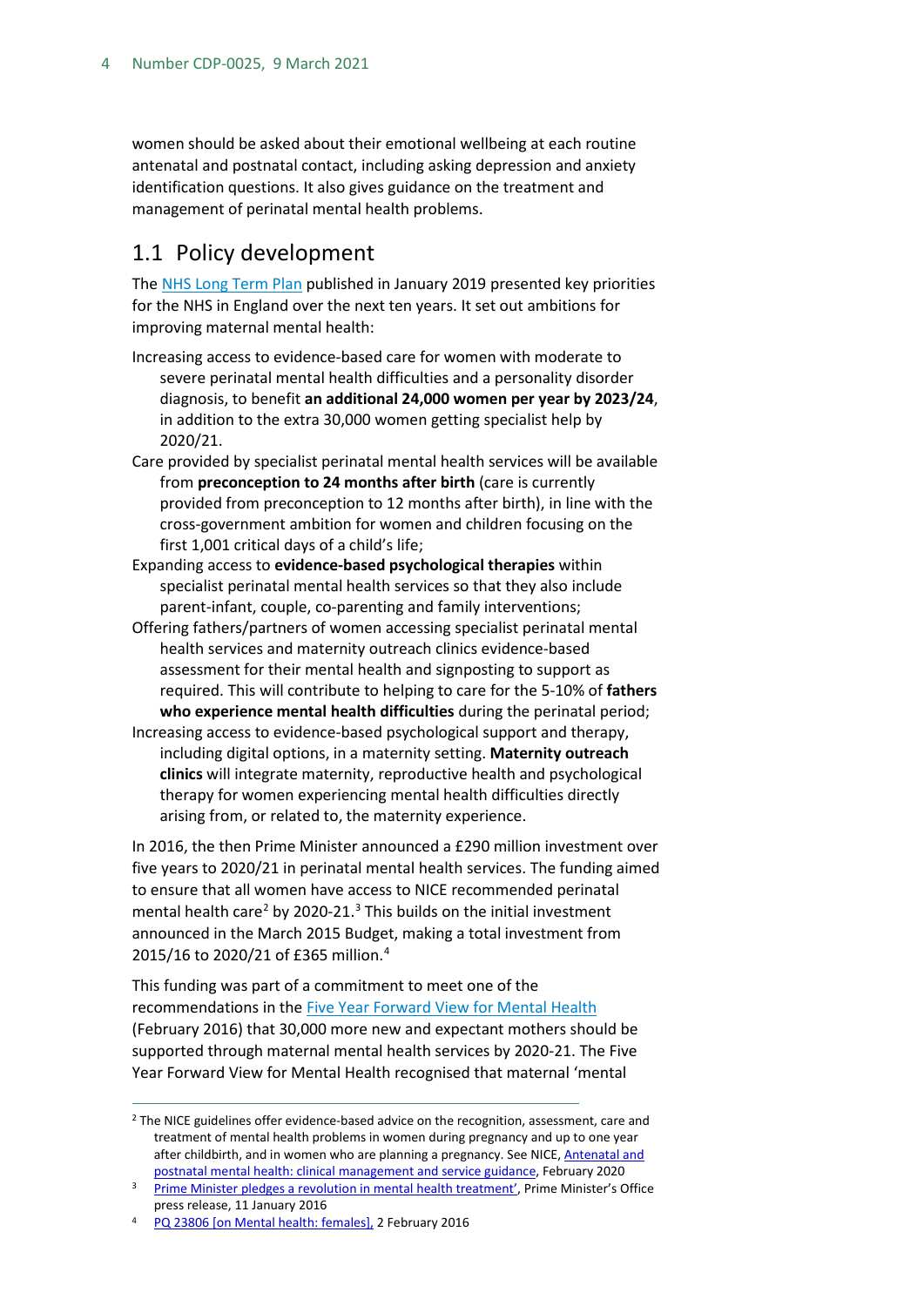women should be asked about their emotional wellbeing at each routine antenatal and postnatal contact, including asking depression and anxiety identification questions. It also gives guidance on the treatment and management of perinatal mental health problems.

## 1.1 Policy development

The NHS Long Term Plan published in January 2019 presented key priorities for the NHS in England over the next ten years. It set out ambitions for improving maternal mental health:

- Increasing access to evidence-based care for women with moderate to severe perinatal mental health difficulties and a personality disorder diagnosis, to benefit **an additional 24,000 women per year by 2023/24**, in addition to the extra 30,000 women getting specialist help by 2020/21.
- Care provided by specialist perinatal mental health services will be available from **preconception to 24 months after birth** (care is currently provided from preconception to 12 months after birth), in line with the cross-government ambition for women and children focusing on the first 1,001 critical days of a child's life;
- Expanding access to **evidence-based psychological therapies** within specialist perinatal mental health services so that they also include parent-infant, couple, co-parenting and family interventions;
- Offering fathers/partners of women accessing specialist perinatal mental health services and maternity outreach clinics evidence-based assessment for their mental health and signposting to support as required. This will contribute to helping to care for the 5-10% of **fathers who experience mental health difficulties** during the perinatal period;
- Increasing access to evidence-based psychological support and therapy, including digital options, in a maternity setting. **Maternity outreach clinics** will integrate maternity, reproductive health and psychological therapy for women experiencing mental health difficulties directly arising from, or related to, the maternity experience.

In 2016, the then Prime Minister announced a £290 million investment over five years to 2020/21 in perinatal mental health services. The funding aimed to ensure that all women have access to NICE recommended perinatal mental health care[2] by 2020-21.[3] This builds on the initial investment announced in the March 2015 Budget, making a total investment from 2015/16 to 2020/21 of £365 million.[4]

This funding was part of a commitment to meet one of the recommendations in the Five Year Forward View for Mental Health (February 2016) that 30,000 more new and expectant mothers should be supported through maternal mental health services by 2020-21. The Five Year Forward View for Mental Health recognised that maternal 'mental

---

[2] The NICE guidelines offer evidence-based advice on the recognition, assessment, care and treatment of mental health problems in women during pregnancy and up to one year after childbirth, and in women who are planning a pregnancy. See NICE, Antenatal and postnatal mental health: clinical management and service guidance, February 2020

[3] Prime Minister pledges a revolution in mental health treatment', Prime Minister's Office press release, 11 January 2016

[4] PQ 23806 [on Mental health: females], 2 February 2016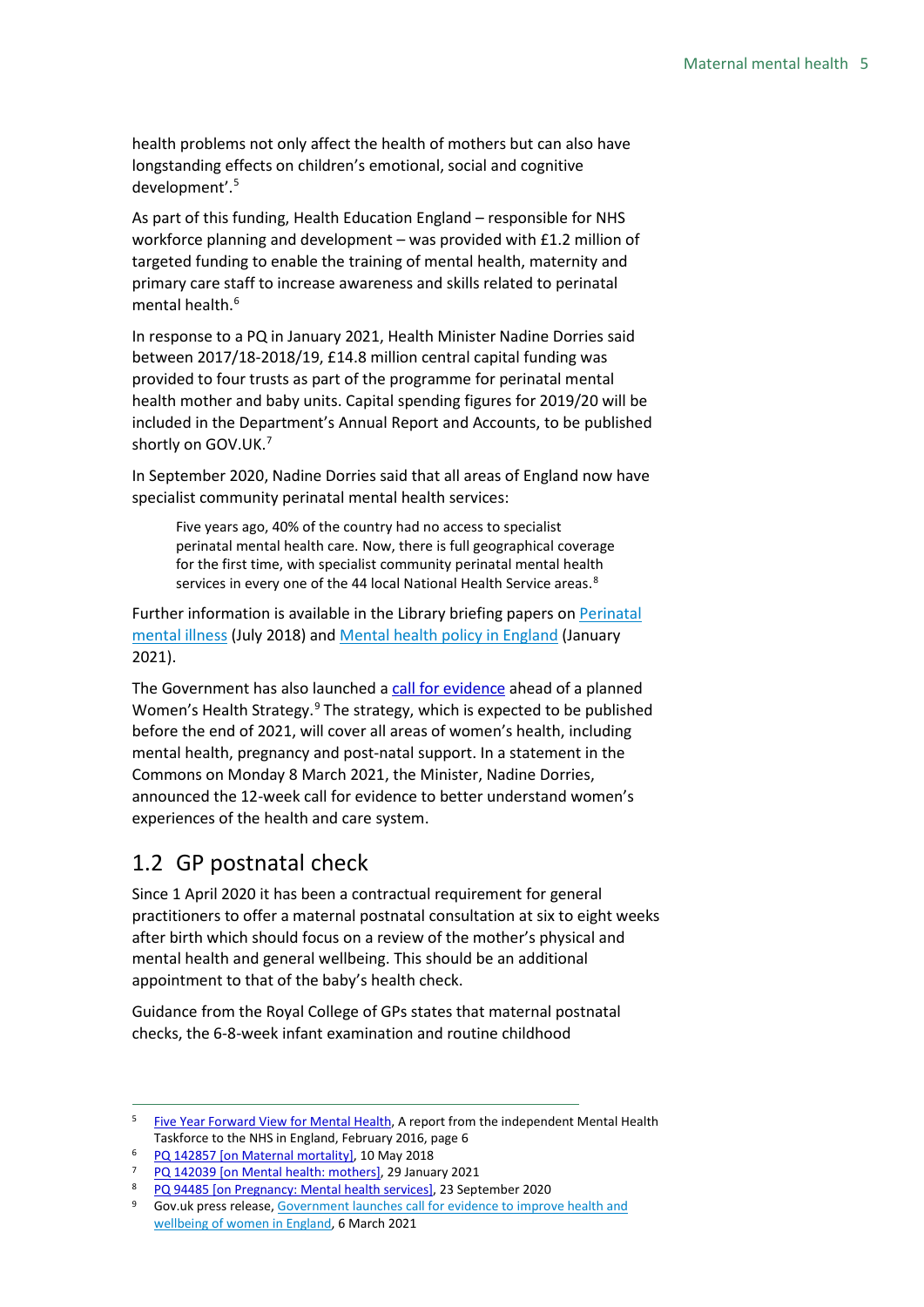health problems not only affect the health of mothers but can also have longstanding effects on children's emotional, social and cognitive development'.[5]

As part of this funding, Health Education England – responsible for NHS workforce planning and development – was provided with £1.2 million of targeted funding to enable the training of mental health, maternity and primary care staff to increase awareness and skills related to perinatal mental health.[6]

In response to a PQ in January 2021, Health Minister Nadine Dorries said between 2017/18-2018/19, £14.8 million central capital funding was provided to four trusts as part of the programme for perinatal mental health mother and baby units. Capital spending figures for 2019/20 will be included in the Department's Annual Report and Accounts, to be published shortly on GOV.UK.[7]

In September 2020, Nadine Dorries said that all areas of England now have specialist community perinatal mental health services:

> Five years ago, 40% of the country had no access to specialist perinatal mental health care. Now, there is full geographical coverage for the first time, with specialist community perinatal mental health services in every one of the 44 local National Health Service areas.[8]

Further information is available in the Library briefing papers on Perinatal mental illness (July 2018) and Mental health policy in England (January 2021).

The Government has also launched a call for evidence ahead of a planned Women's Health Strategy.[9] The strategy, which is expected to be published before the end of 2021, will cover all areas of women's health, including mental health, pregnancy and post-natal support. In a statement in the Commons on Monday 8 March 2021, the Minister, Nadine Dorries, announced the 12-week call for evidence to better understand women's experiences of the health and care system.

## 1.2 GP postnatal check

Since 1 April 2020 it has been a contractual requirement for general practitioners to offer a maternal postnatal consultation at six to eight weeks after birth which should focus on a review of the mother's physical and mental health and general wellbeing. This should be an additional appointment to that of the baby's health check.

Guidance from the Royal College of GPs states that maternal postnatal checks, the 6-8-week infant examination and routine childhood

---

5 Five Year Forward View for Mental Health, A report from the independent Mental Health Taskforce to the NHS in England, February 2016, page 6

6 PQ 142857 [on Maternal mortality], 10 May 2018

7 PQ 142039 [on Mental health: mothers], 29 January 2021

8 PQ 94485 [on Pregnancy: Mental health services], 23 September 2020

9 Gov.uk press release, Government launches call for evidence to improve health and wellbeing of women in England, 6 March 2021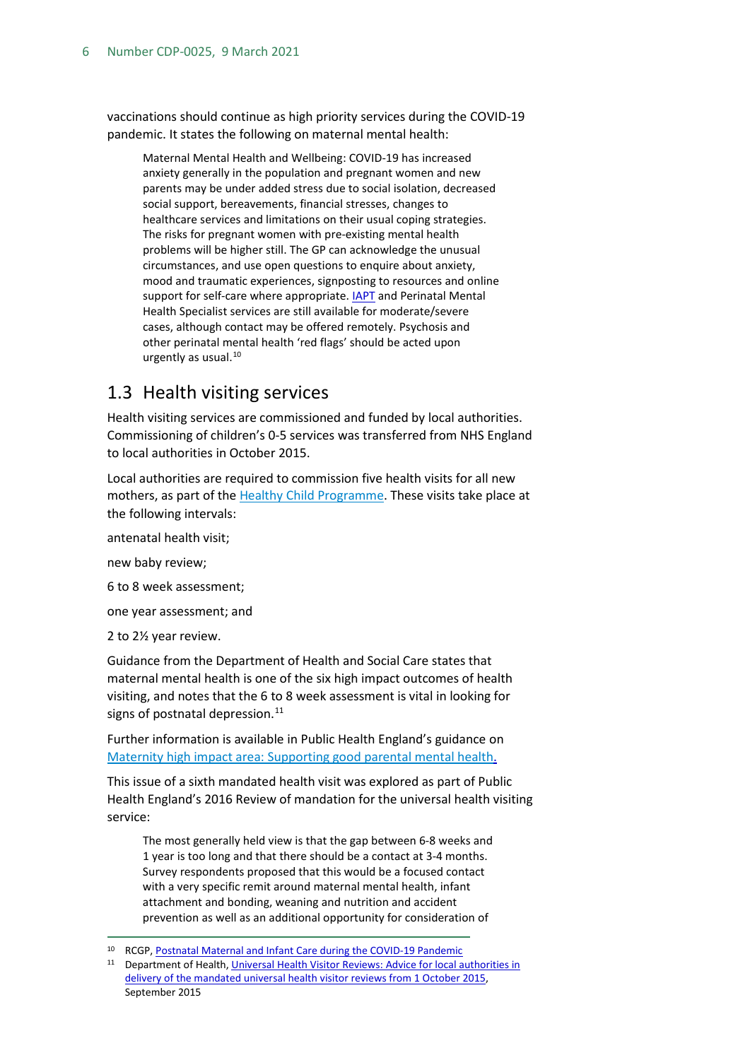vaccinations should continue as high priority services during the COVID-19 pandemic. It states the following on maternal mental health:

> Maternal Mental Health and Wellbeing: COVID-19 has increased anxiety generally in the population and pregnant women and new parents may be under added stress due to social isolation, decreased social support, bereavements, financial stresses, changes to healthcare services and limitations on their usual coping strategies. The risks for pregnant women with pre-existing mental health problems will be higher still. The GP can acknowledge the unusual circumstances, and use open questions to enquire about anxiety, mood and traumatic experiences, signposting to resources and online support for self-care where appropriate. IAPT and Perinatal Mental Health Specialist services are still available for moderate/severe cases, although contact may be offered remotely. Psychosis and other perinatal mental health 'red flags' should be acted upon urgently as usual.[10]

## 1.3 Health visiting services

Health visiting services are commissioned and funded by local authorities. Commissioning of children's 0-5 services was transferred from NHS England to local authorities in October 2015.

Local authorities are required to commission five health visits for all new mothers, as part of the Healthy Child Programme. These visits take place at the following intervals:

antenatal health visit;

new baby review;

6 to 8 week assessment;

one year assessment; and

2 to 2½ year review.

Guidance from the Department of Health and Social Care states that maternal mental health is one of the six high impact outcomes of health visiting, and notes that the 6 to 8 week assessment is vital in looking for signs of postnatal depression.[11]

Further information is available in Public Health England's guidance on Maternity high impact area: Supporting good parental mental health.

This issue of a sixth mandated health visit was explored as part of Public Health England's 2016 Review of mandation for the universal health visiting service:

> The most generally held view is that the gap between 6-8 weeks and 1 year is too long and that there should be a contact at 3-4 months. Survey respondents proposed that this would be a focused contact with a very specific remit around maternal mental health, infant attachment and bonding, weaning and nutrition and accident prevention as well as an additional opportunity for consideration of

[10] RCGP, Postnatal Maternal and Infant Care during the COVID-19 Pandemic

[11] Department of Health, Universal Health Visitor Reviews: Advice for local authorities in delivery of the mandated universal health visitor reviews from 1 October 2015, September 2015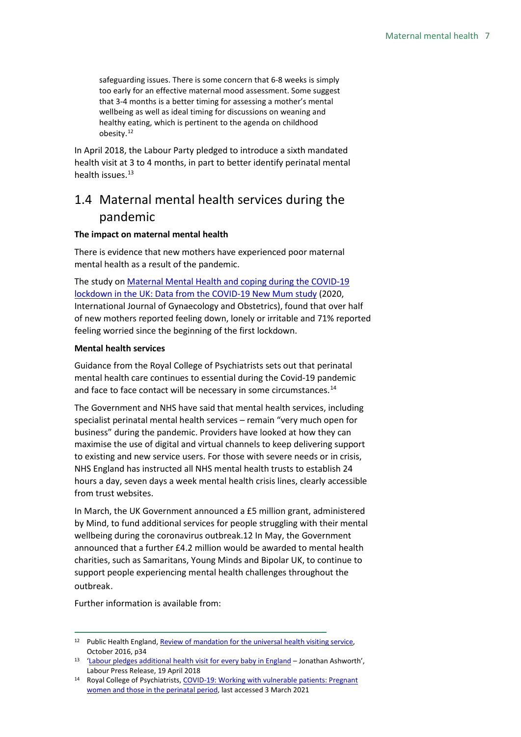> safeguarding issues. There is some concern that 6-8 weeks is simply too early for an effective maternal mood assessment. Some suggest that 3-4 months is a better timing for assessing a mother's mental wellbeing as well as ideal timing for discussions on weaning and healthy eating, which is pertinent to the agenda on childhood obesity.[12]

In April 2018, the Labour Party pledged to introduce a sixth mandated health visit at 3 to 4 months, in part to better identify perinatal mental health issues.[13]

## 1.4 Maternal mental health services during the pandemic

**The impact on maternal mental health**

There is evidence that new mothers have experienced poor maternal mental health as a result of the pandemic.

The study on Maternal Mental Health and coping during the COVID-19 lockdown in the UK: Data from the COVID-19 New Mum study (2020, International Journal of Gynaecology and Obstetrics), found that over half of new mothers reported feeling down, lonely or irritable and 71% reported feeling worried since the beginning of the first lockdown.

**Mental health services**

Guidance from the Royal College of Psychiatrists sets out that perinatal mental health care continues to essential during the Covid-19 pandemic and face to face contact will be necessary in some circumstances.[14]

The Government and NHS have said that mental health services, including specialist perinatal mental health services – remain "very much open for business" during the pandemic. Providers have looked at how they can maximise the use of digital and virtual channels to keep delivering support to existing and new service users. For those with severe needs or in crisis, NHS England has instructed all NHS mental health trusts to establish 24 hours a day, seven days a week mental health crisis lines, clearly accessible from trust websites.

In March, the UK Government announced a £5 million grant, administered by Mind, to fund additional services for people struggling with their mental wellbeing during the coronavirus outbreak.12 In May, the Government announced that a further £4.2 million would be awarded to mental health charities, such as Samaritans, Young Minds and Bipolar UK, to continue to support people experiencing mental health challenges throughout the outbreak.

Further information is available from:

---

[12] Public Health England, Review of mandation for the universal health visiting service, October 2016, p34

[13] 'Labour pledges additional health visit for every baby in England – Jonathan Ashworth', Labour Press Release, 19 April 2018

[14] Royal College of Psychiatrists, COVID-19: Working with vulnerable patients: Pregnant women and those in the perinatal period, last accessed 3 March 2021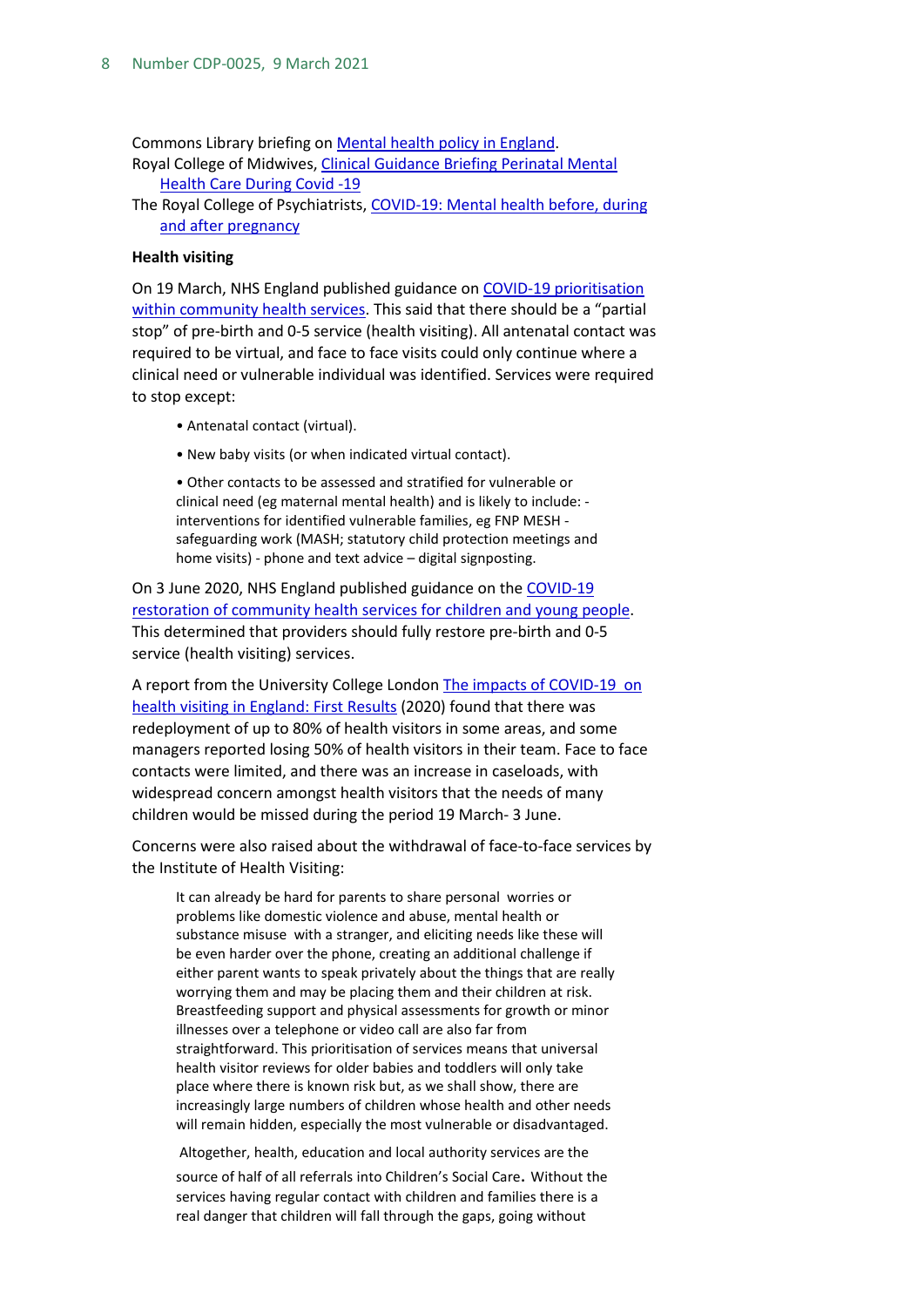Commons Library briefing on Mental health policy in England.

Royal College of Midwives, Clinical Guidance Briefing Perinatal Mental Health Care During Covid -19

The Royal College of Psychiatrists, COVID-19: Mental health before, during and after pregnancy

**Health visiting**

On 19 March, NHS England published guidance on COVID-19 prioritisation within community health services. This said that there should be a "partial stop" of pre-birth and 0-5 service (health visiting). All antenatal contact was required to be virtual, and face to face visits could only continue where a clinical need or vulnerable individual was identified. Services were required to stop except:

> • Antenatal contact (virtual).
>
> • New baby visits (or when indicated virtual contact).
>
> • Other contacts to be assessed and stratified for vulnerable or clinical need (eg maternal mental health) and is likely to include: - interventions for identified vulnerable families, eg FNP MESH - safeguarding work (MASH; statutory child protection meetings and home visits) - phone and text advice – digital signposting.

On 3 June 2020, NHS England published guidance on the COVID-19 restoration of community health services for children and young people. This determined that providers should fully restore pre-birth and 0-5 service (health visiting) services.

A report from the University College London The impacts of COVID-19 on health visiting in England: First Results (2020) found that there was redeployment of up to 80% of health visitors in some areas, and some managers reported losing 50% of health visitors in their team. Face to face contacts were limited, and there was an increase in caseloads, with widespread concern amongst health visitors that the needs of many children would be missed during the period 19 March- 3 June.

Concerns were also raised about the withdrawal of face-to-face services by the Institute of Health Visiting:

> It can already be hard for parents to share personal worries or problems like domestic violence and abuse, mental health or substance misuse with a stranger, and eliciting needs like these will be even harder over the phone, creating an additional challenge if either parent wants to speak privately about the things that are really worrying them and may be placing them and their children at risk. Breastfeeding support and physical assessments for growth or minor illnesses over a telephone or video call are also far from straightforward. This prioritisation of services means that universal health visitor reviews for older babies and toddlers will only take place where there is known risk but, as we shall show, there are increasingly large numbers of children whose health and other needs will remain hidden, especially the most vulnerable or disadvantaged.
>
> Altogether, health, education and local authority services are the source of half of all referrals into Children's Social Care. Without the services having regular contact with children and families there is a real danger that children will fall through the gaps, going without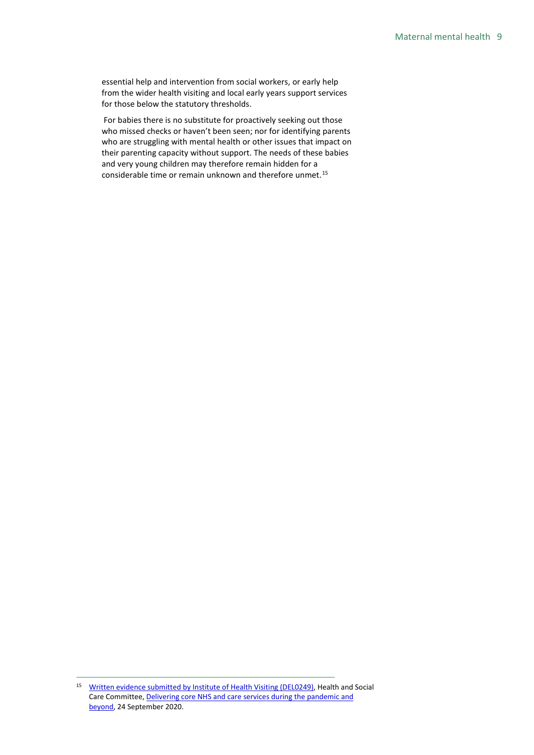essential help and intervention from social workers, or early help from the wider health visiting and local early years support services for those below the statutory thresholds.

For babies there is no substitute for proactively seeking out those who missed checks or haven't been seen; nor for identifying parents who are struggling with mental health or other issues that impact on their parenting capacity without support. The needs of these babies and very young children may therefore remain hidden for a considerable time or remain unknown and therefore unmet.[15]

---

[15] Written evidence submitted by Institute of Health Visiting (DEL0249), Health and Social Care Committee, Delivering core NHS and care services during the pandemic and beyond, 24 September 2020.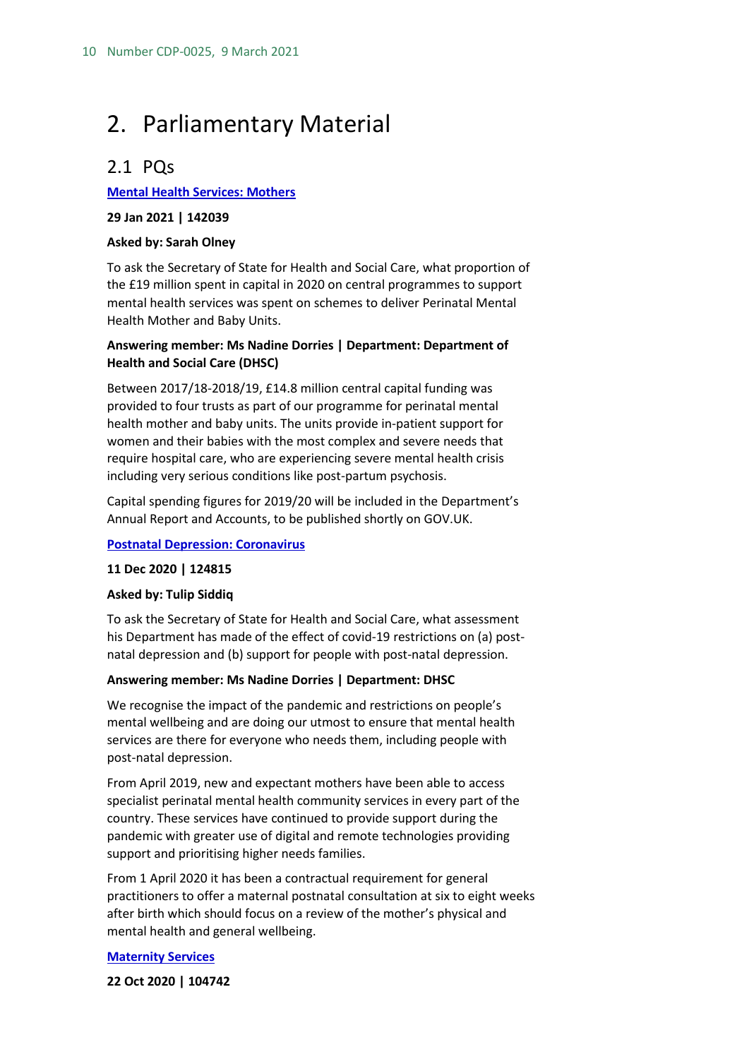# 2. Parliamentary Material

## 2.1 PQs

**Mental Health Services: Mothers**

**29 Jan 2021 | 142039**

**Asked by: Sarah Olney**

To ask the Secretary of State for Health and Social Care, what proportion of the £19 million spent in capital in 2020 on central programmes to support mental health services was spent on schemes to deliver Perinatal Mental Health Mother and Baby Units.

**Answering member: Ms Nadine Dorries | Department: Department of Health and Social Care (DHSC)**

Between 2017/18-2018/19, £14.8 million central capital funding was provided to four trusts as part of our programme for perinatal mental health mother and baby units. The units provide in-patient support for women and their babies with the most complex and severe needs that require hospital care, who are experiencing severe mental health crisis including very serious conditions like post-partum psychosis.

Capital spending figures for 2019/20 will be included in the Department's Annual Report and Accounts, to be published shortly on GOV.UK.

**Postnatal Depression: Coronavirus**

**11 Dec 2020 | 124815**

**Asked by: Tulip Siddiq**

To ask the Secretary of State for Health and Social Care, what assessment his Department has made of the effect of covid-19 restrictions on (a) post-natal depression and (b) support for people with post-natal depression.

**Answering member: Ms Nadine Dorries | Department: DHSC**

We recognise the impact of the pandemic and restrictions on people's mental wellbeing and are doing our utmost to ensure that mental health services are there for everyone who needs them, including people with post-natal depression.

From April 2019, new and expectant mothers have been able to access specialist perinatal mental health community services in every part of the country. These services have continued to provide support during the pandemic with greater use of digital and remote technologies providing support and prioritising higher needs families.

From 1 April 2020 it has been a contractual requirement for general practitioners to offer a maternal postnatal consultation at six to eight weeks after birth which should focus on a review of the mother's physical and mental health and general wellbeing.

**Maternity Services**

**22 Oct 2020 | 104742**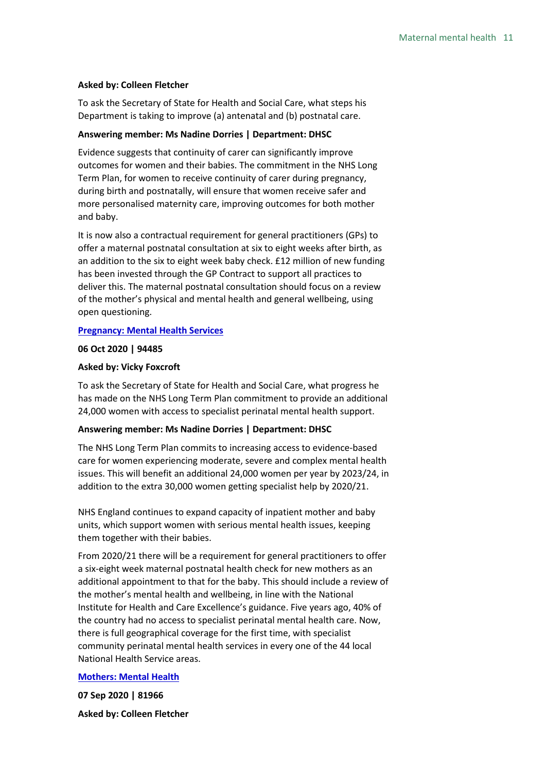**Asked by: Colleen Fletcher**

To ask the Secretary of State for Health and Social Care, what steps his Department is taking to improve (a) antenatal and (b) postnatal care.

**Answering member: Ms Nadine Dorries | Department: DHSC**

Evidence suggests that continuity of carer can significantly improve outcomes for women and their babies. The commitment in the NHS Long Term Plan, for women to receive continuity of carer during pregnancy, during birth and postnatally, will ensure that women receive safer and more personalised maternity care, improving outcomes for both mother and baby.

It is now also a contractual requirement for general practitioners (GPs) to offer a maternal postnatal consultation at six to eight weeks after birth, as an addition to the six to eight week baby check. £12 million of new funding has been invested through the GP Contract to support all practices to deliver this. The maternal postnatal consultation should focus on a review of the mother's physical and mental health and general wellbeing, using open questioning.

**Pregnancy: Mental Health Services**

**06 Oct 2020 | 94485**

**Asked by: Vicky Foxcroft**

To ask the Secretary of State for Health and Social Care, what progress he has made on the NHS Long Term Plan commitment to provide an additional 24,000 women with access to specialist perinatal mental health support.

**Answering member: Ms Nadine Dorries | Department: DHSC**

The NHS Long Term Plan commits to increasing access to evidence-based care for women experiencing moderate, severe and complex mental health issues. This will benefit an additional 24,000 women per year by 2023/24, in addition to the extra 30,000 women getting specialist help by 2020/21.

NHS England continues to expand capacity of inpatient mother and baby units, which support women with serious mental health issues, keeping them together with their babies.

From 2020/21 there will be a requirement for general practitioners to offer a six-eight week maternal postnatal health check for new mothers as an additional appointment to that for the baby. This should include a review of the mother's mental health and wellbeing, in line with the National Institute for Health and Care Excellence's guidance. Five years ago, 40% of the country had no access to specialist perinatal mental health care. Now, there is full geographical coverage for the first time, with specialist community perinatal mental health services in every one of the 44 local National Health Service areas.

**Mothers: Mental Health**

**07 Sep 2020 | 81966**

**Asked by: Colleen Fletcher**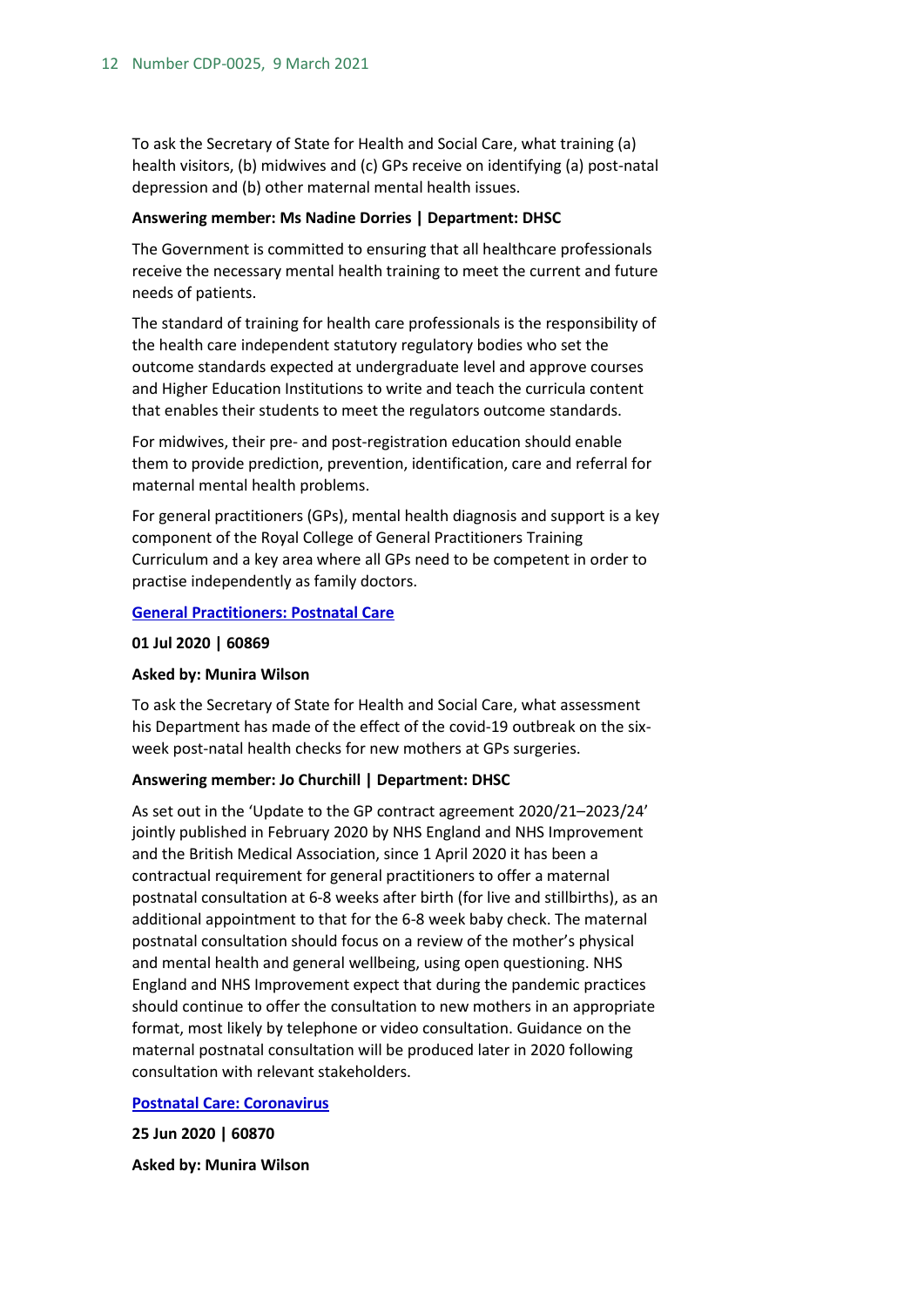To ask the Secretary of State for Health and Social Care, what training (a) health visitors, (b) midwives and (c) GPs receive on identifying (a) post-natal depression and (b) other maternal mental health issues.

**Answering member: Ms Nadine Dorries | Department: DHSC**

The Government is committed to ensuring that all healthcare professionals receive the necessary mental health training to meet the current and future needs of patients.

The standard of training for health care professionals is the responsibility of the health care independent statutory regulatory bodies who set the outcome standards expected at undergraduate level and approve courses and Higher Education Institutions to write and teach the curricula content that enables their students to meet the regulators outcome standards.

For midwives, their pre- and post-registration education should enable them to provide prediction, prevention, identification, care and referral for maternal mental health problems.

For general practitioners (GPs), mental health diagnosis and support is a key component of the Royal College of General Practitioners Training Curriculum and a key area where all GPs need to be competent in order to practise independently as family doctors.

**General Practitioners: Postnatal Care**

**01 Jul 2020 | 60869**

**Asked by: Munira Wilson**

To ask the Secretary of State for Health and Social Care, what assessment his Department has made of the effect of the covid-19 outbreak on the six-week post-natal health checks for new mothers at GPs surgeries.

**Answering member: Jo Churchill | Department: DHSC**

As set out in the 'Update to the GP contract agreement 2020/21–2023/24' jointly published in February 2020 by NHS England and NHS Improvement and the British Medical Association, since 1 April 2020 it has been a contractual requirement for general practitioners to offer a maternal postnatal consultation at 6-8 weeks after birth (for live and stillbirths), as an additional appointment to that for the 6-8 week baby check. The maternal postnatal consultation should focus on a review of the mother's physical and mental health and general wellbeing, using open questioning. NHS England and NHS Improvement expect that during the pandemic practices should continue to offer the consultation to new mothers in an appropriate format, most likely by telephone or video consultation. Guidance on the maternal postnatal consultation will be produced later in 2020 following consultation with relevant stakeholders.

**Postnatal Care: Coronavirus**

**25 Jun 2020 | 60870**

**Asked by: Munira Wilson**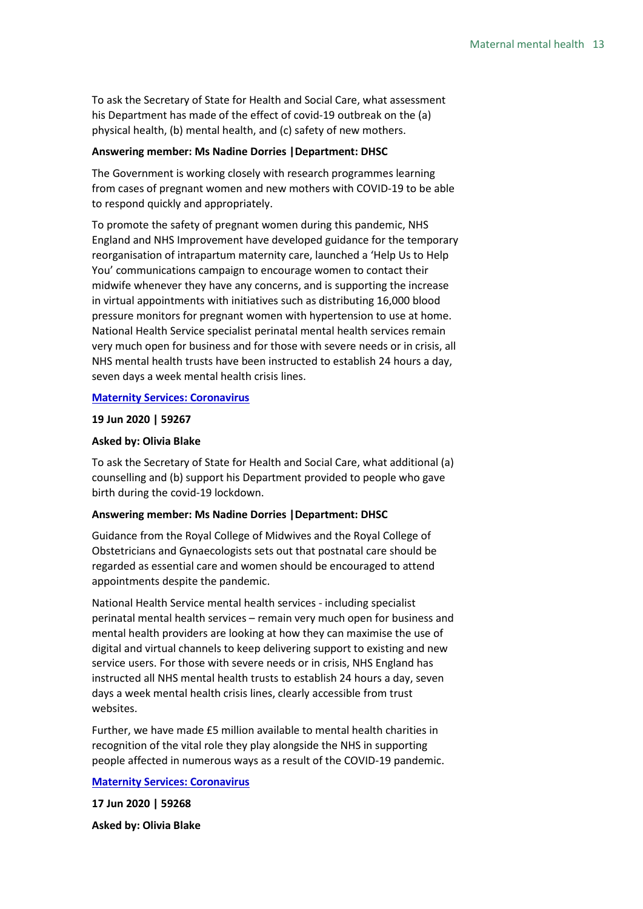To ask the Secretary of State for Health and Social Care, what assessment his Department has made of the effect of covid-19 outbreak on the (a) physical health, (b) mental health, and (c) safety of new mothers.

**Answering member: Ms Nadine Dorries |Department: DHSC**

The Government is working closely with research programmes learning from cases of pregnant women and new mothers with COVID-19 to be able to respond quickly and appropriately.

To promote the safety of pregnant women during this pandemic, NHS England and NHS Improvement have developed guidance for the temporary reorganisation of intrapartum maternity care, launched a 'Help Us to Help You' communications campaign to encourage women to contact their midwife whenever they have any concerns, and is supporting the increase in virtual appointments with initiatives such as distributing 16,000 blood pressure monitors for pregnant women with hypertension to use at home. National Health Service specialist perinatal mental health services remain very much open for business and for those with severe needs or in crisis, all NHS mental health trusts have been instructed to establish 24 hours a day, seven days a week mental health crisis lines.

**Maternity Services: Coronavirus**

**19 Jun 2020 | 59267**

**Asked by: Olivia Blake**

To ask the Secretary of State for Health and Social Care, what additional (a) counselling and (b) support his Department provided to people who gave birth during the covid-19 lockdown.

**Answering member: Ms Nadine Dorries |Department: DHSC**

Guidance from the Royal College of Midwives and the Royal College of Obstetricians and Gynaecologists sets out that postnatal care should be regarded as essential care and women should be encouraged to attend appointments despite the pandemic.

National Health Service mental health services - including specialist perinatal mental health services – remain very much open for business and mental health providers are looking at how they can maximise the use of digital and virtual channels to keep delivering support to existing and new service users. For those with severe needs or in crisis, NHS England has instructed all NHS mental health trusts to establish 24 hours a day, seven days a week mental health crisis lines, clearly accessible from trust websites.

Further, we have made £5 million available to mental health charities in recognition of the vital role they play alongside the NHS in supporting people affected in numerous ways as a result of the COVID-19 pandemic.

**Maternity Services: Coronavirus**

**17 Jun 2020 | 59268**

**Asked by: Olivia Blake**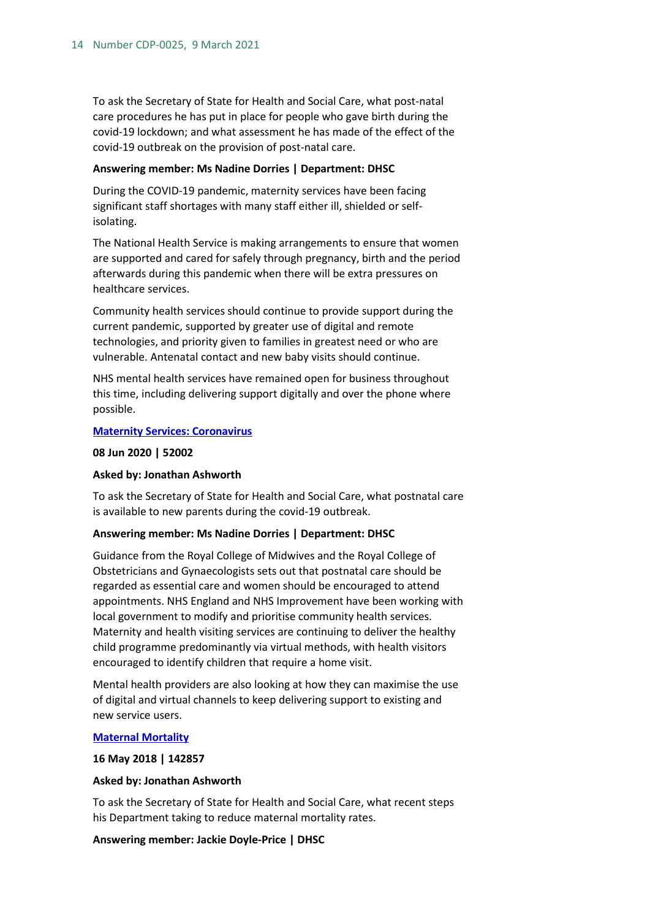To ask the Secretary of State for Health and Social Care, what post-natal care procedures he has put in place for people who gave birth during the covid-19 lockdown; and what assessment he has made of the effect of the covid-19 outbreak on the provision of post-natal care.

**Answering member: Ms Nadine Dorries | Department: DHSC**

During the COVID-19 pandemic, maternity services have been facing significant staff shortages with many staff either ill, shielded or self-isolating.

The National Health Service is making arrangements to ensure that women are supported and cared for safely through pregnancy, birth and the period afterwards during this pandemic when there will be extra pressures on healthcare services.

Community health services should continue to provide support during the current pandemic, supported by greater use of digital and remote technologies, and priority given to families in greatest need or who are vulnerable. Antenatal contact and new baby visits should continue.

NHS mental health services have remained open for business throughout this time, including delivering support digitally and over the phone where possible.

**Maternity Services: Coronavirus**

**08 Jun 2020 | 52002**

**Asked by: Jonathan Ashworth**

To ask the Secretary of State for Health and Social Care, what postnatal care is available to new parents during the covid-19 outbreak.

**Answering member: Ms Nadine Dorries | Department: DHSC**

Guidance from the Royal College of Midwives and the Royal College of Obstetricians and Gynaecologists sets out that postnatal care should be regarded as essential care and women should be encouraged to attend appointments. NHS England and NHS Improvement have been working with local government to modify and prioritise community health services. Maternity and health visiting services are continuing to deliver the healthy child programme predominantly via virtual methods, with health visitors encouraged to identify children that require a home visit.

Mental health providers are also looking at how they can maximise the use of digital and virtual channels to keep delivering support to existing and new service users.

**Maternal Mortality**

**16 May 2018 | 142857**

**Asked by: Jonathan Ashworth**

To ask the Secretary of State for Health and Social Care, what recent steps his Department taking to reduce maternal mortality rates.

**Answering member: Jackie Doyle-Price | DHSC**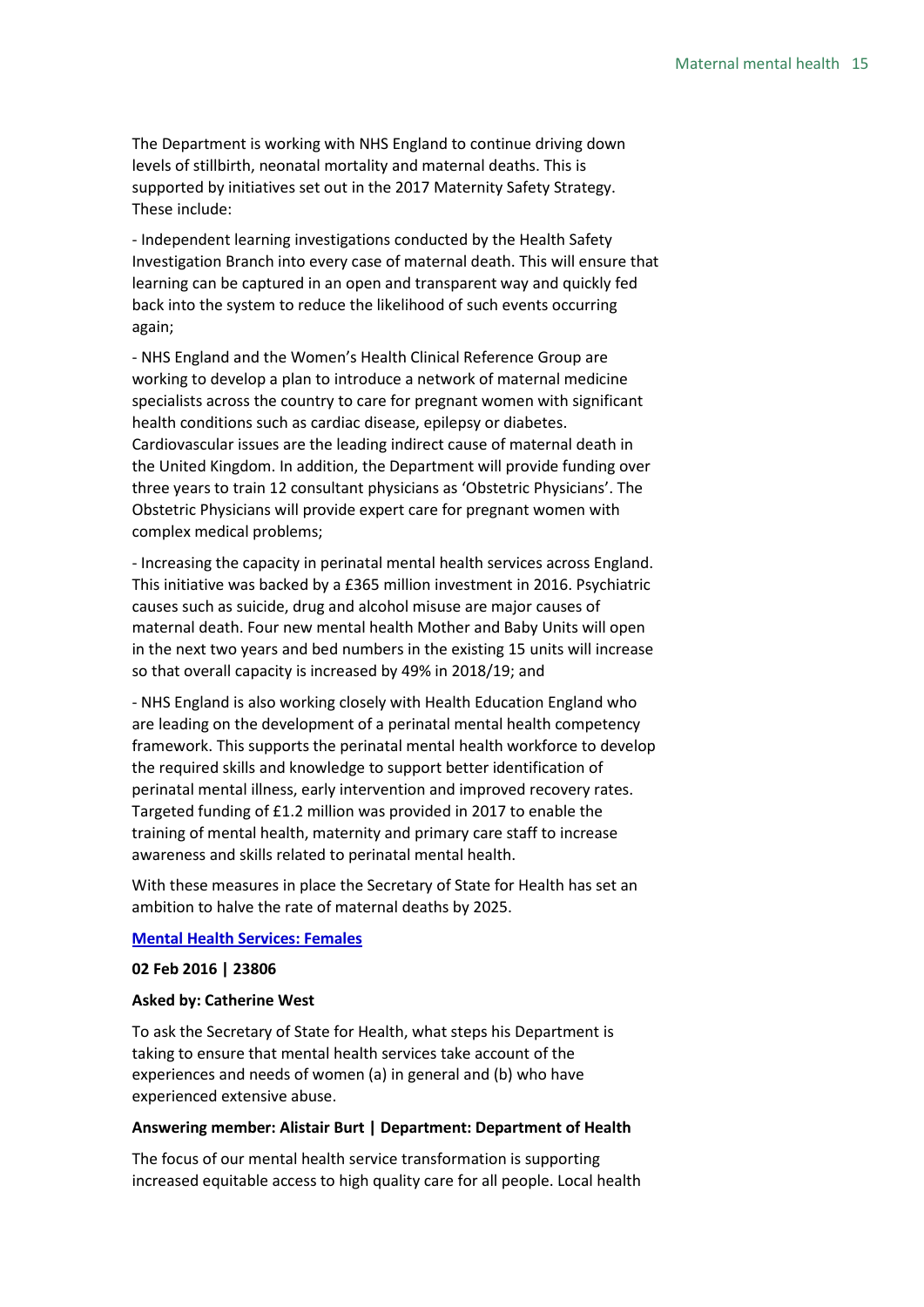The Department is working with NHS England to continue driving down levels of stillbirth, neonatal mortality and maternal deaths. This is supported by initiatives set out in the 2017 Maternity Safety Strategy. These include:

- Independent learning investigations conducted by the Health Safety Investigation Branch into every case of maternal death. This will ensure that learning can be captured in an open and transparent way and quickly fed back into the system to reduce the likelihood of such events occurring again;

- NHS England and the Women's Health Clinical Reference Group are working to develop a plan to introduce a network of maternal medicine specialists across the country to care for pregnant women with significant health conditions such as cardiac disease, epilepsy or diabetes. Cardiovascular issues are the leading indirect cause of maternal death in the United Kingdom. In addition, the Department will provide funding over three years to train 12 consultant physicians as 'Obstetric Physicians'. The Obstetric Physicians will provide expert care for pregnant women with complex medical problems;

- Increasing the capacity in perinatal mental health services across England. This initiative was backed by a £365 million investment in 2016. Psychiatric causes such as suicide, drug and alcohol misuse are major causes of maternal death. Four new mental health Mother and Baby Units will open in the next two years and bed numbers in the existing 15 units will increase so that overall capacity is increased by 49% in 2018/19; and

- NHS England is also working closely with Health Education England who are leading on the development of a perinatal mental health competency framework. This supports the perinatal mental health workforce to develop the required skills and knowledge to support better identification of perinatal mental illness, early intervention and improved recovery rates. Targeted funding of £1.2 million was provided in 2017 to enable the training of mental health, maternity and primary care staff to increase awareness and skills related to perinatal mental health.

With these measures in place the Secretary of State for Health has set an ambition to halve the rate of maternal deaths by 2025.

**Mental Health Services: Females**

**02 Feb 2016 | 23806**

**Asked by: Catherine West**

To ask the Secretary of State for Health, what steps his Department is taking to ensure that mental health services take account of the experiences and needs of women (a) in general and (b) who have experienced extensive abuse.

**Answering member: Alistair Burt | Department: Department of Health**

The focus of our mental health service transformation is supporting increased equitable access to high quality care for all people. Local health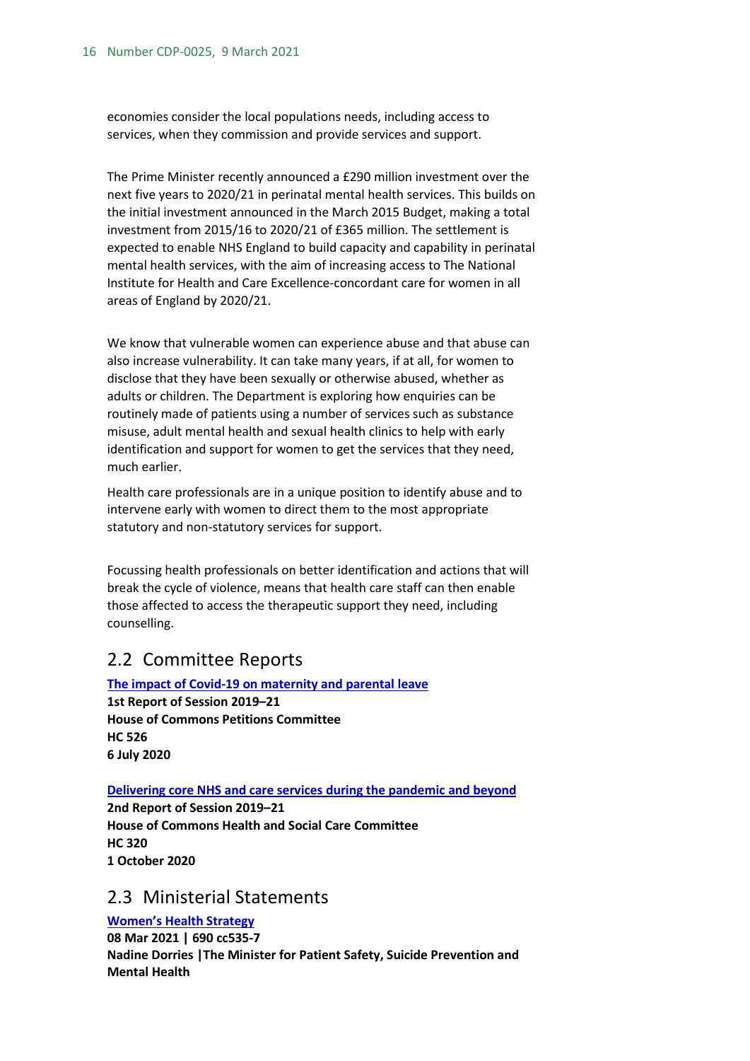economies consider the local populations needs, including access to services, when they commission and provide services and support.

The Prime Minister recently announced a £290 million investment over the next five years to 2020/21 in perinatal mental health services. This builds on the initial investment announced in the March 2015 Budget, making a total investment from 2015/16 to 2020/21 of £365 million. The settlement is expected to enable NHS England to build capacity and capability in perinatal mental health services, with the aim of increasing access to The National Institute for Health and Care Excellence-concordant care for women in all areas of England by 2020/21.

We know that vulnerable women can experience abuse and that abuse can also increase vulnerability. It can take many years, if at all, for women to disclose that they have been sexually or otherwise abused, whether as adults or children. The Department is exploring how enquiries can be routinely made of patients using a number of services such as substance misuse, adult mental health and sexual health clinics to help with early identification and support for women to get the services that they need, much earlier.

Health care professionals are in a unique position to identify abuse and to intervene early with women to direct them to the most appropriate statutory and non-statutory services for support.

Focussing health professionals on better identification and actions that will break the cycle of violence, means that health care staff can then enable those affected to access the therapeutic support they need, including counselling.

## 2.2 Committee Reports

**The impact of Covid-19 on maternity and parental leave**
**1st Report of Session 2019–21**
**House of Commons Petitions Committee**
**HC 526**
**6 July 2020**

**Delivering core NHS and care services during the pandemic and beyond**
**2nd Report of Session 2019–21**
**House of Commons Health and Social Care Committee**
**HC 320**
**1 October 2020**

## 2.3 Ministerial Statements

**Women's Health Strategy**
**08 Mar 2021 | 690 cc535-7**
**Nadine Dorries |The Minister for Patient Safety, Suicide Prevention and Mental Health**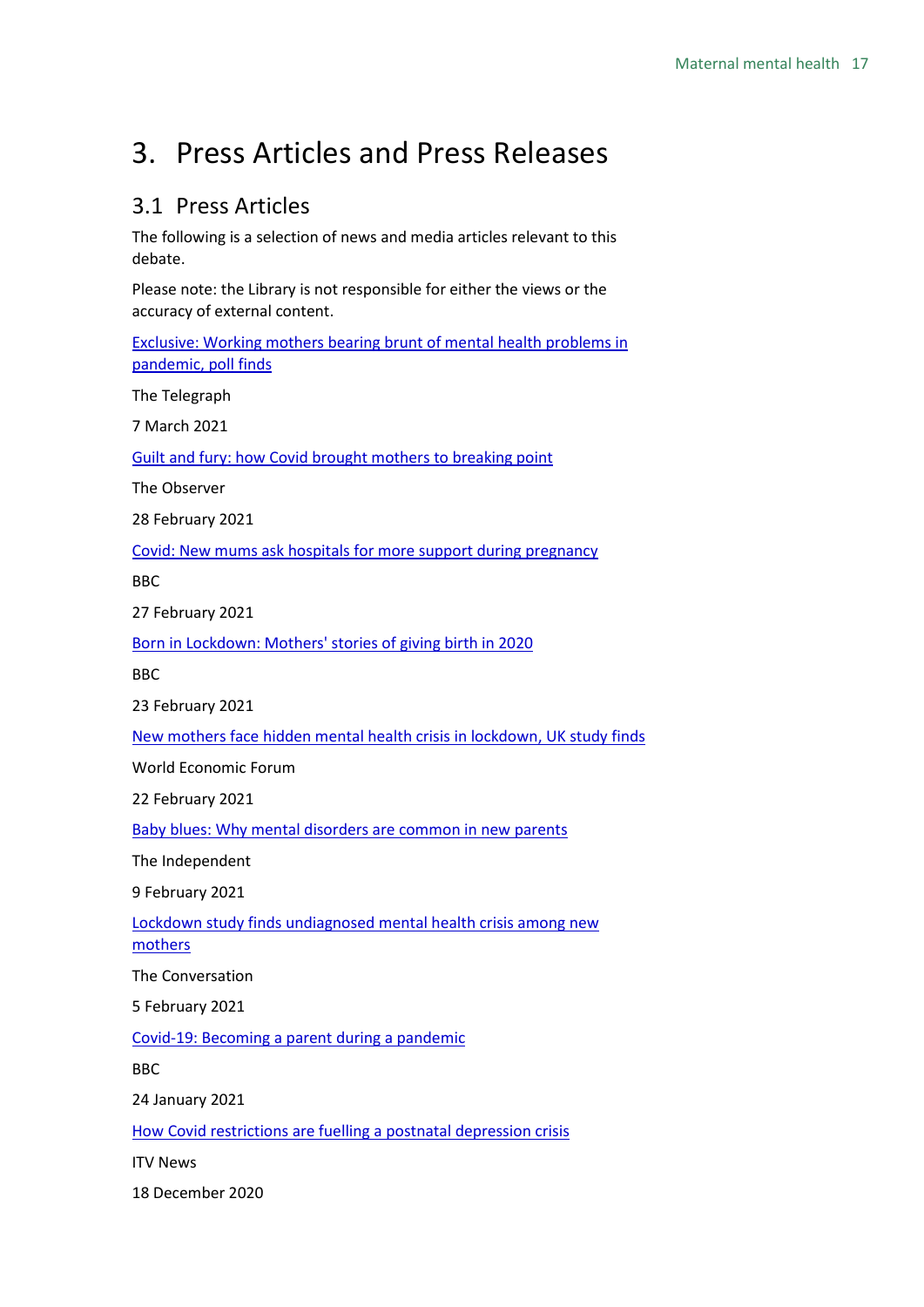# 3. Press Articles and Press Releases

## 3.1 Press Articles

The following is a selection of news and media articles relevant to this debate.

Please note: the Library is not responsible for either the views or the accuracy of external content.

Exclusive: Working mothers bearing brunt of mental health problems in pandemic, poll finds

The Telegraph

7 March 2021

Guilt and fury: how Covid brought mothers to breaking point

The Observer

28 February 2021

Covid: New mums ask hospitals for more support during pregnancy

BBC

27 February 2021

Born in Lockdown: Mothers' stories of giving birth in 2020

BBC

23 February 2021

New mothers face hidden mental health crisis in lockdown, UK study finds

World Economic Forum

22 February 2021

Baby blues: Why mental disorders are common in new parents

The Independent

9 February 2021

Lockdown study finds undiagnosed mental health crisis among new mothers

The Conversation

5 February 2021

Covid-19: Becoming a parent during a pandemic

BBC

24 January 2021

How Covid restrictions are fuelling a postnatal depression crisis

ITV News

18 December 2020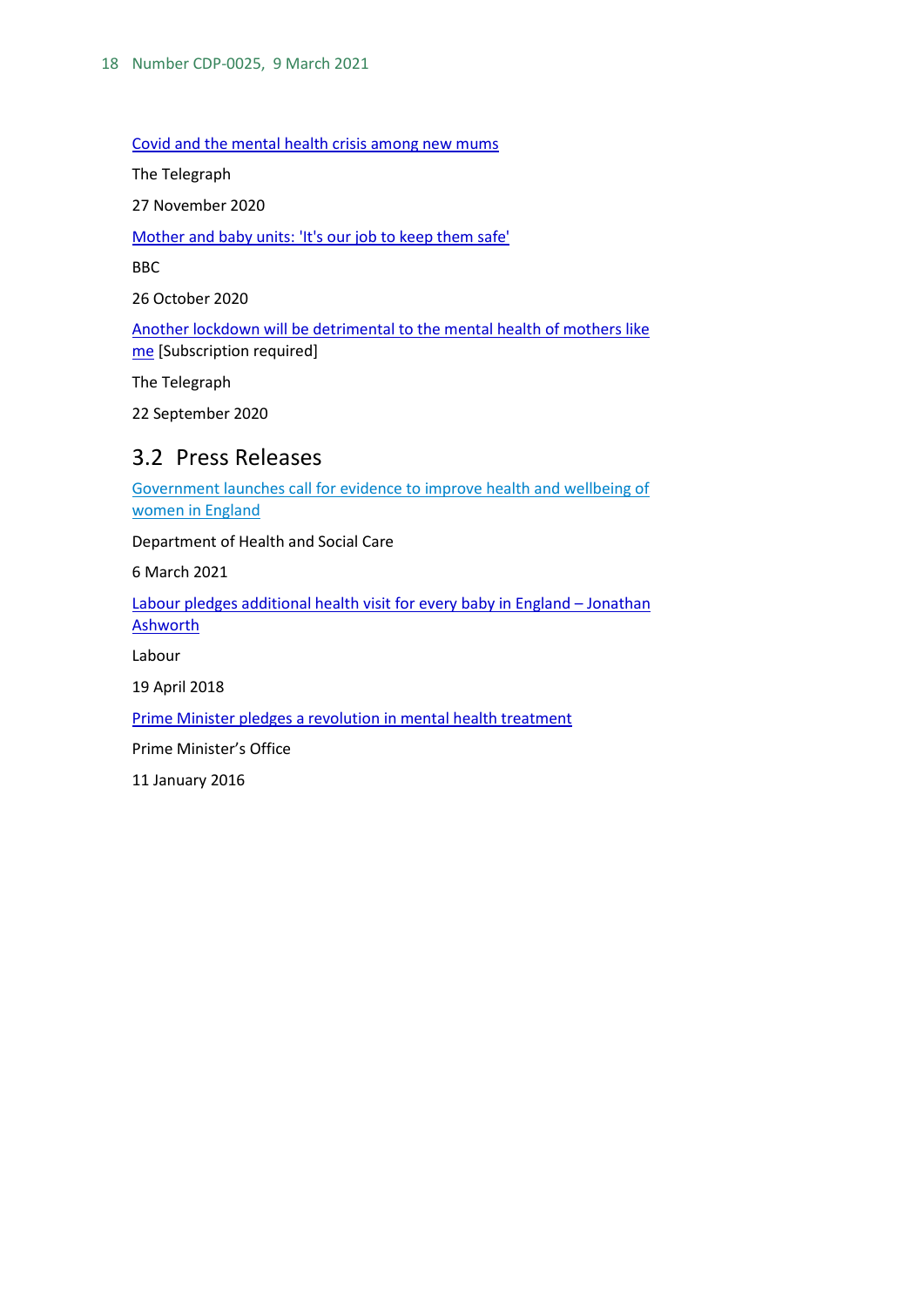Covid and the mental health crisis among new mums

The Telegraph

27 November 2020

Mother and baby units: 'It's our job to keep them safe'

BBC

26 October 2020

Another lockdown will be detrimental to the mental health of mothers like me [Subscription required]

The Telegraph

22 September 2020

## 3.2 Press Releases

Government launches call for evidence to improve health and wellbeing of women in England

Department of Health and Social Care

6 March 2021

Labour pledges additional health visit for every baby in England – Jonathan Ashworth

Labour

19 April 2018

Prime Minister pledges a revolution in mental health treatment

Prime Minister's Office

11 January 2016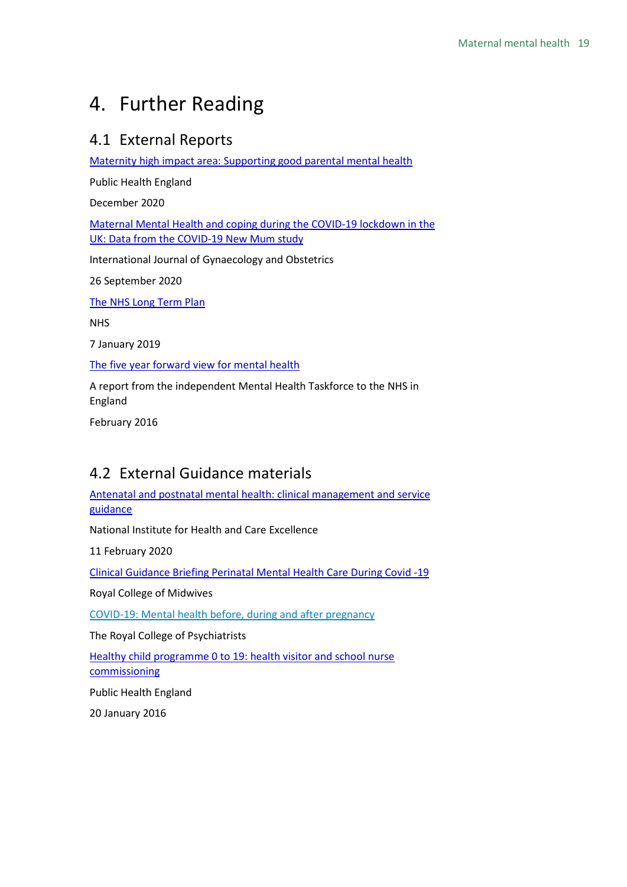# 4. Further Reading

## 4.1 External Reports

Maternity high impact area: Supporting good parental mental health

Public Health England

December 2020

Maternal Mental Health and coping during the COVID-19 lockdown in the UK: Data from the COVID-19 New Mum study

International Journal of Gynaecology and Obstetrics

26 September 2020

The NHS Long Term Plan

NHS

7 January 2019

The five year forward view for mental health

A report from the independent Mental Health Taskforce to the NHS in England

February 2016

## 4.2 External Guidance materials

Antenatal and postnatal mental health: clinical management and service guidance

National Institute for Health and Care Excellence

11 February 2020

Clinical Guidance Briefing Perinatal Mental Health Care During Covid -19

Royal College of Midwives

COVID-19: Mental health before, during and after pregnancy

The Royal College of Psychiatrists

Healthy child programme 0 to 19: health visitor and school nurse commissioning

Public Health England

20 January 2016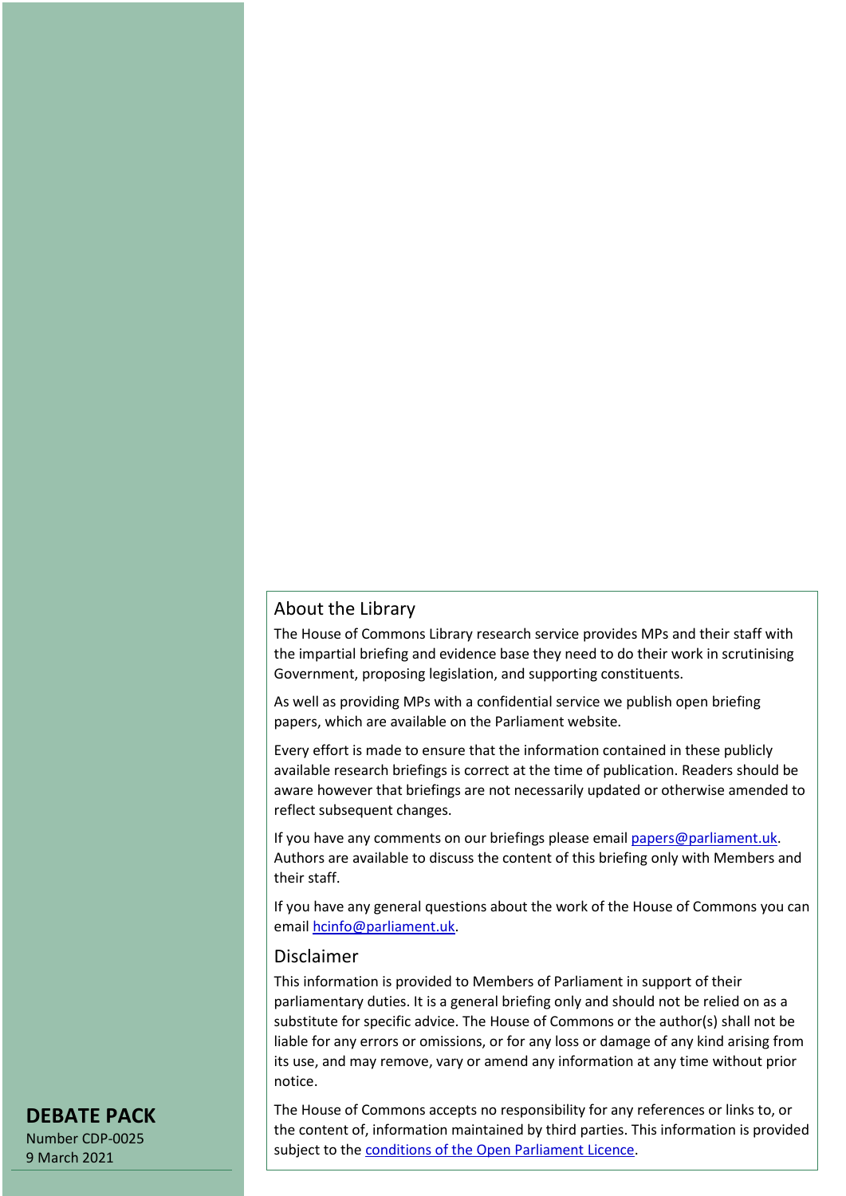## About the Library

The House of Commons Library research service provides MPs and their staff with the impartial briefing and evidence base they need to do their work in scrutinising Government, proposing legislation, and supporting constituents.

As well as providing MPs with a confidential service we publish open briefing papers, which are available on the Parliament website.

Every effort is made to ensure that the information contained in these publicly available research briefings is correct at the time of publication. Readers should be aware however that briefings are not necessarily updated or otherwise amended to reflect subsequent changes.

If you have any comments on our briefings please email [papers@parliament.uk](mailto:papers@parliament.uk). Authors are available to discuss the content of this briefing only with Members and their staff.

If you have any general questions about the work of the House of Commons you can email [hcinfo@parliament.uk](mailto:hcinfo@parliament.uk).

## Disclaimer

This information is provided to Members of Parliament in support of their parliamentary duties. It is a general briefing only and should not be relied on as a substitute for specific advice. The House of Commons or the author(s) shall not be liable for any errors or omissions, or for any loss or damage of any kind arising from its use, and may remove, vary or amend any information at any time without prior notice.

The House of Commons accepts no responsibility for any references or links to, or the content of, information maintained by third parties. This information is provided subject to the conditions of the Open Parliament Licence.

**DEBATE PACK**

Number CDP-0025

9 March 2021